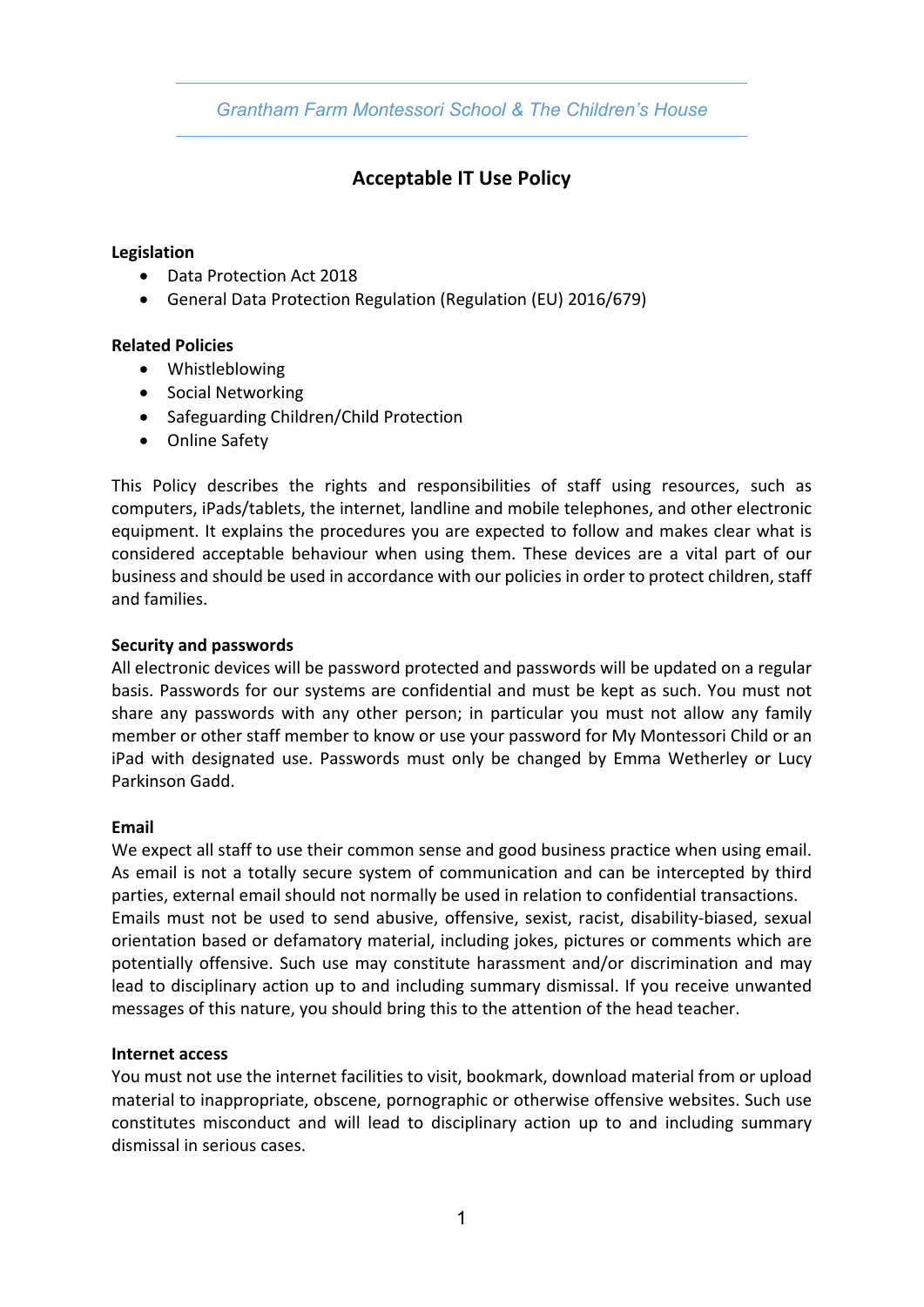Grantham Farm Montessori School & The Children's House

# Acceptable IT Use Policy

**Legislation**

- Data Protection Act 2018
- General Data Protection Regulation (Regulation (EU) 2016/679)

**Related Policies**

- Whistleblowing
- Social Networking
- Safeguarding Children/Child Protection
- Online Safety

This Policy describes the rights and responsibilities of staff using resources, such as computers, iPads/tablets, the internet, landline and mobile telephones, and other electronic equipment. It explains the procedures you are expected to follow and makes clear what is considered acceptable behaviour when using them. These devices are a vital part of our business and should be used in accordance with our policies in order to protect children, staff and families.

**Security and passwords**

All electronic devices will be password protected and passwords will be updated on a regular basis. Passwords for our systems are confidential and must be kept as such. You must not share any passwords with any other person; in particular you must not allow any family member or other staff member to know or use your password for My Montessori Child or an iPad with designated use. Passwords must only be changed by Emma Wetherley or Lucy Parkinson Gadd.

**Email**

We expect all staff to use their common sense and good business practice when using email. As email is not a totally secure system of communication and can be intercepted by third parties, external email should not normally be used in relation to confidential transactions. Emails must not be used to send abusive, offensive, sexist, racist, disability-biased, sexual orientation based or defamatory material, including jokes, pictures or comments which are potentially offensive. Such use may constitute harassment and/or discrimination and may lead to disciplinary action up to and including summary dismissal. If you receive unwanted messages of this nature, you should bring this to the attention of the head teacher.

**Internet access**

You must not use the internet facilities to visit, bookmark, download material from or upload material to inappropriate, obscene, pornographic or otherwise offensive websites. Such use constitutes misconduct and will lead to disciplinary action up to and including summary dismissal in serious cases.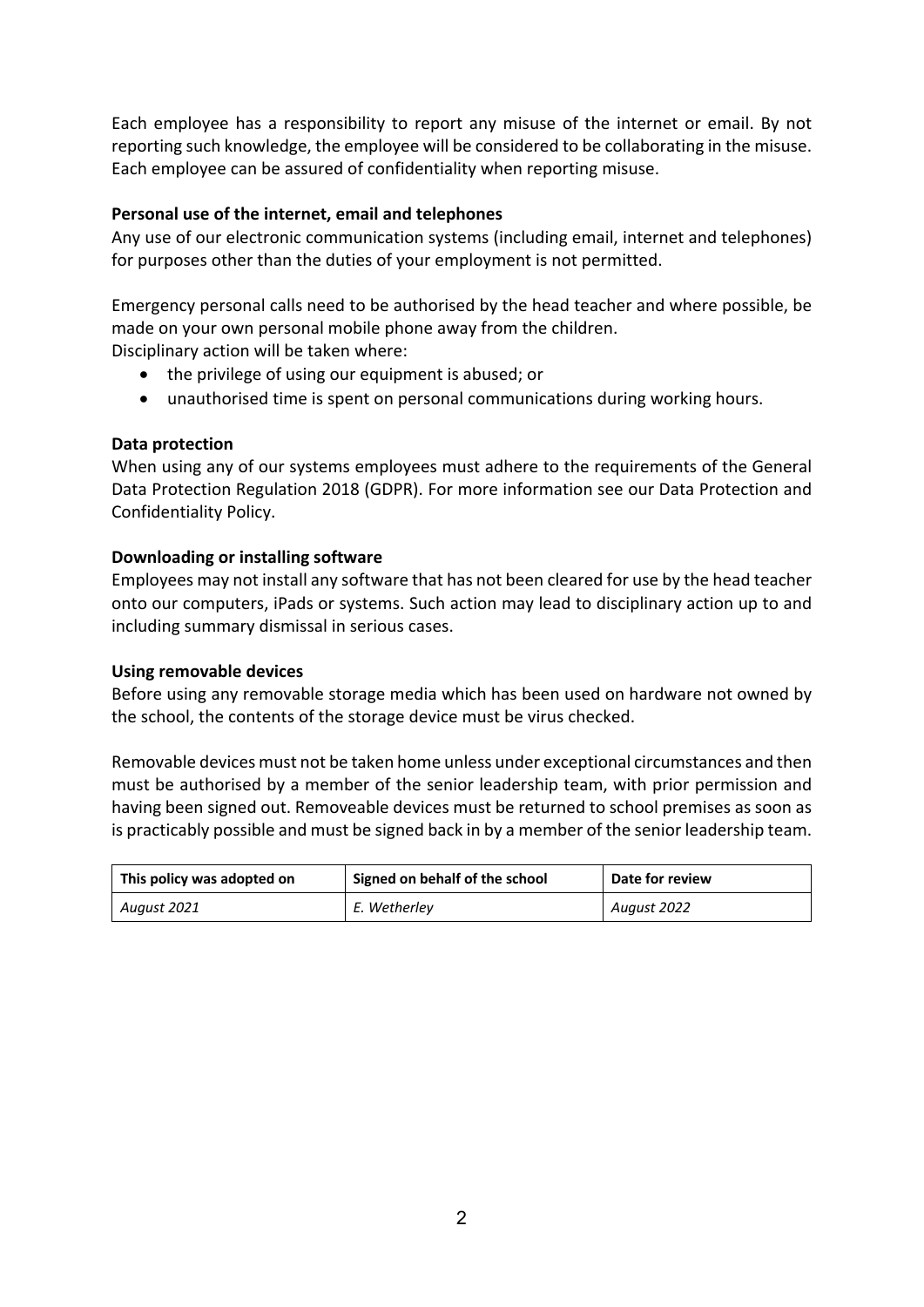Each employee has a responsibility to report any misuse of the internet or email. By not reporting such knowledge, the employee will be considered to be collaborating in the misuse. Each employee can be assured of confidentiality when reporting misuse.

**Personal use of the internet, email and telephones**

Any use of our electronic communication systems (including email, internet and telephones) for purposes other than the duties of your employment is not permitted.

Emergency personal calls need to be authorised by the head teacher and where possible, be made on your own personal mobile phone away from the children.
Disciplinary action will be taken where:

- the privilege of using our equipment is abused; or
- unauthorised time is spent on personal communications during working hours.

**Data protection**

When using any of our systems employees must adhere to the requirements of the General Data Protection Regulation 2018 (GDPR). For more information see our Data Protection and Confidentiality Policy.

**Downloading or installing software**

Employees may not install any software that has not been cleared for use by the head teacher onto our computers, iPads or systems. Such action may lead to disciplinary action up to and including summary dismissal in serious cases.

**Using removable devices**

Before using any removable storage media which has been used on hardware not owned by the school, the contents of the storage device must be virus checked.

Removable devices must not be taken home unless under exceptional circumstances and then must be authorised by a member of the senior leadership team, with prior permission and having been signed out. Removeable devices must be returned to school premises as soon as is practicably possible and must be signed back in by a member of the senior leadership team.

| This policy was adopted on | Signed on behalf of the school | Date for review |
|---|---|---|
| *August 2021* | *E. Wetherley* | *August 2022* |